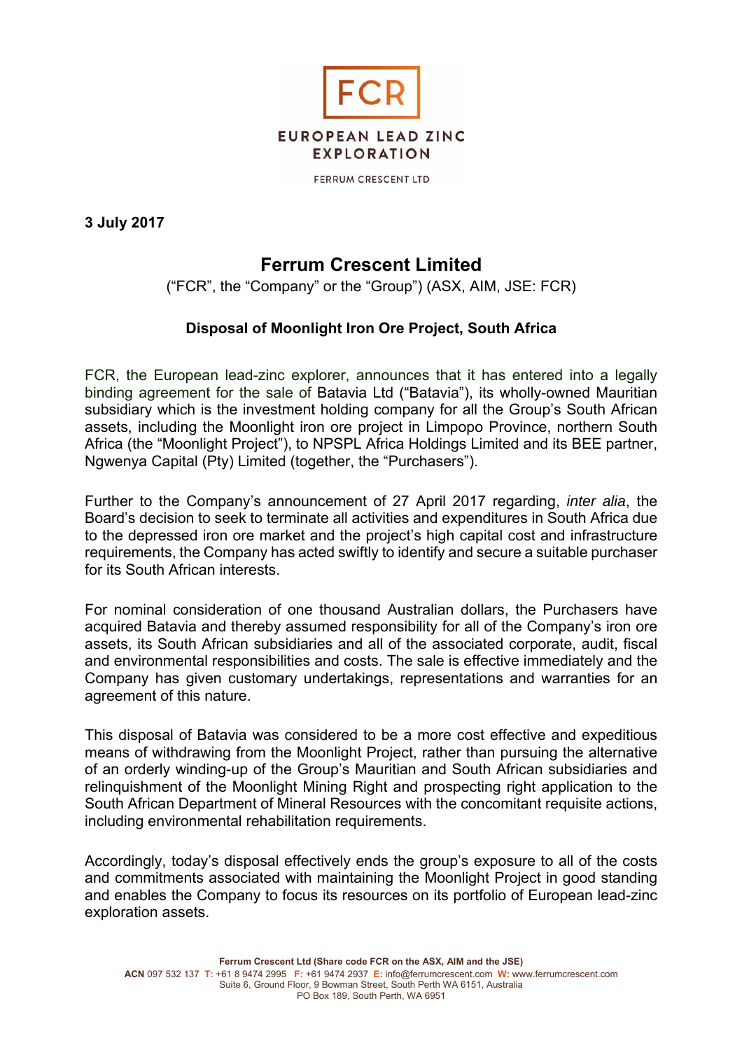**3 July 2017**

# Ferrum Crescent Limited

("FCR", the "Company" or the "Group") (ASX, AIM, JSE: FCR)

## Disposal of Moonlight Iron Ore Project, South Africa

FCR, the European lead-zinc explorer, announces that it has entered into a legally binding agreement for the sale of Batavia Ltd ("Batavia"), its wholly-owned Mauritian subsidiary which is the investment holding company for all the Group's South African assets, including the Moonlight iron ore project in Limpopo Province, northern South Africa (the "Moonlight Project"), to NPSPL Africa Holdings Limited and its BEE partner, Ngwenya Capital (Pty) Limited (together, the "Purchasers").

Further to the Company's announcement of 27 April 2017 regarding, *inter alia*, the Board's decision to seek to terminate all activities and expenditures in South Africa due to the depressed iron ore market and the project's high capital cost and infrastructure requirements, the Company has acted swiftly to identify and secure a suitable purchaser for its South African interests.

For nominal consideration of one thousand Australian dollars, the Purchasers have acquired Batavia and thereby assumed responsibility for all of the Company's iron ore assets, its South African subsidiaries and all of the associated corporate, audit, fiscal and environmental responsibilities and costs. The sale is effective immediately and the Company has given customary undertakings, representations and warranties for an agreement of this nature.

This disposal of Batavia was considered to be a more cost effective and expeditious means of withdrawing from the Moonlight Project, rather than pursuing the alternative of an orderly winding-up of the Group's Mauritian and South African subsidiaries and relinquishment of the Moonlight Mining Right and prospecting right application to the South African Department of Mineral Resources with the concomitant requisite actions, including environmental rehabilitation requirements.

Accordingly, today's disposal effectively ends the group's exposure to all of the costs and commitments associated with maintaining the Moonlight Project in good standing and enables the Company to focus its resources on its portfolio of European lead-zinc exploration assets.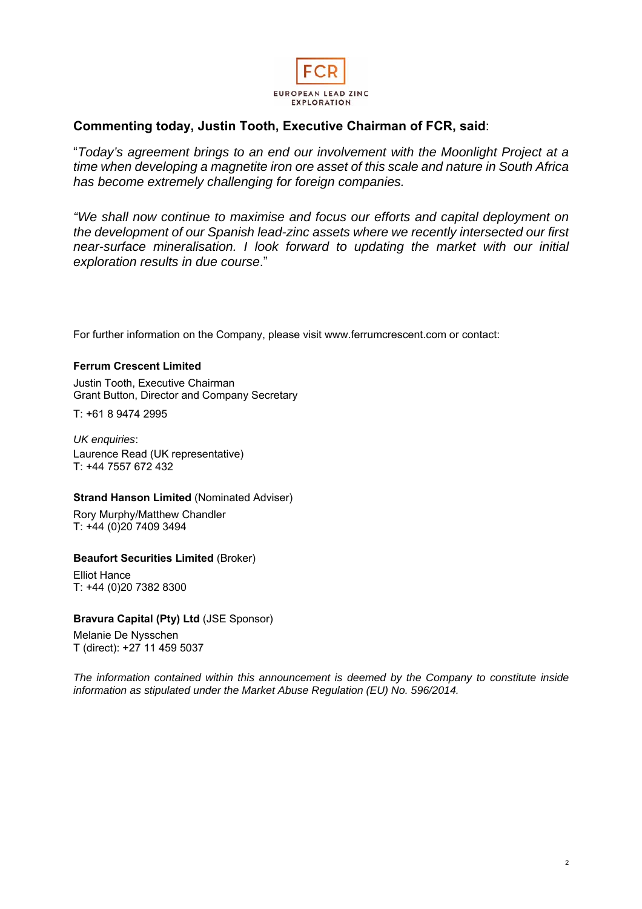FCR
EUROPEAN LEAD ZINC
EXPLORATION

**Commenting today, Justin Tooth, Executive Chairman of FCR, said**:

"*Today's agreement brings to an end our involvement with the Moonlight Project at a time when developing a magnetite iron ore asset of this scale and nature in South Africa has become extremely challenging for foreign companies.*

*"We shall now continue to maximise and focus our efforts and capital deployment on the development of our Spanish lead-zinc assets where we recently intersected our first near-surface mineralisation. I look forward to updating the market with our initial exploration results in due course*."

For further information on the Company, please visit www.ferrumcrescent.com or contact:

**Ferrum Crescent Limited**

Justin Tooth, Executive Chairman
Grant Button, Director and Company Secretary

T: +61 8 9474 2995

*UK enquiries*:
Laurence Read (UK representative)
T: +44 7557 672 432

**Strand Hanson Limited** (Nominated Adviser)

Rory Murphy/Matthew Chandler
T: +44 (0)20 7409 3494

**Beaufort Securities Limited** (Broker)

Elliot Hance
T: +44 (0)20 7382 8300

**Bravura Capital (Pty) Ltd** (JSE Sponsor)

Melanie De Nysschen
T (direct): +27 11 459 5037

*The information contained within this announcement is deemed by the Company to constitute inside information as stipulated under the Market Abuse Regulation (EU) No. 596/2014.*